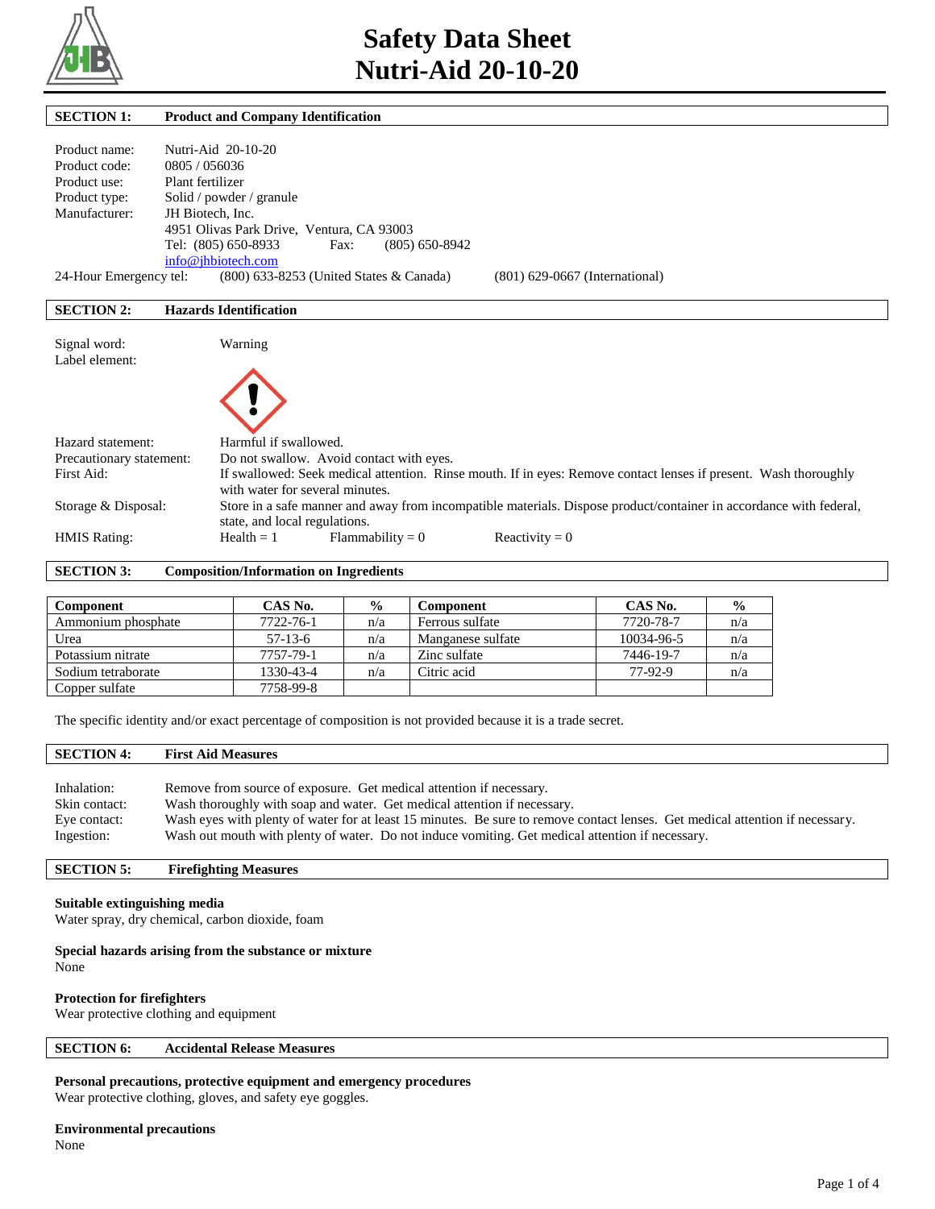# Safety Data Sheet
# Nutri-Aid 20-10-20

## SECTION 1: Product and Company Identification

Product name: Nutri-Aid 20-10-20
Product code: 0805 / 056036
Product use: Plant fertilizer
Product type: Solid / powder / granule
Manufacturer: JH Biotech, Inc.
4951 Olivas Park Drive, Ventura, CA 93003
Tel: (805) 650-8933 Fax: (805) 650-8942
info@jhbiotech.com
24-Hour Emergency tel: (800) 633-8253 (United States & Canada) (801) 629-0667 (International)

## SECTION 2: Hazards Identification

Signal word: Warning
Label element:

Hazard statement: Harmful if swallowed.
Precautionary statement: Do not swallow. Avoid contact with eyes.
First Aid: If swallowed: Seek medical attention. Rinse mouth. If in eyes: Remove contact lenses if present. Wash thoroughly with water for several minutes.
Storage & Disposal: Store in a safe manner and away from incompatible materials. Dispose product/container in accordance with federal, state, and local regulations.
HMIS Rating: Health = 1 Flammability = 0 Reactivity = 0

## SECTION 3: Composition/Information on Ingredients

| Component | CAS No. | % | Component | CAS No. | % |
|---|---|---|---|---|---|
| Ammonium phosphate | 7722-76-1 | n/a | Ferrous sulfate | 7720-78-7 | n/a |
| Urea | 57-13-6 | n/a | Manganese sulfate | 10034-96-5 | n/a |
| Potassium nitrate | 7757-79-1 | n/a | Zinc sulfate | 7446-19-7 | n/a |
| Sodium tetraborate | 1330-43-4 | n/a | Citric acid | 77-92-9 | n/a |
| Copper sulfate | 7758-99-8 | | | | |

The specific identity and/or exact percentage of composition is not provided because it is a trade secret.

## SECTION 4: First Aid Measures

Inhalation: Remove from source of exposure. Get medical attention if necessary.
Skin contact: Wash thoroughly with soap and water. Get medical attention if necessary.
Eye contact: Wash eyes with plenty of water for at least 15 minutes. Be sure to remove contact lenses. Get medical attention if necessary.
Ingestion: Wash out mouth with plenty of water. Do not induce vomiting. Get medical attention if necessary.

## SECTION 5: Firefighting Measures

**Suitable extinguishing media**
Water spray, dry chemical, carbon dioxide, foam

**Special hazards arising from the substance or mixture**
None

**Protection for firefighters**
Wear protective clothing and equipment

## SECTION 6: Accidental Release Measures

**Personal precautions, protective equipment and emergency procedures**
Wear protective clothing, gloves, and safety eye goggles.

**Environmental precautions**
None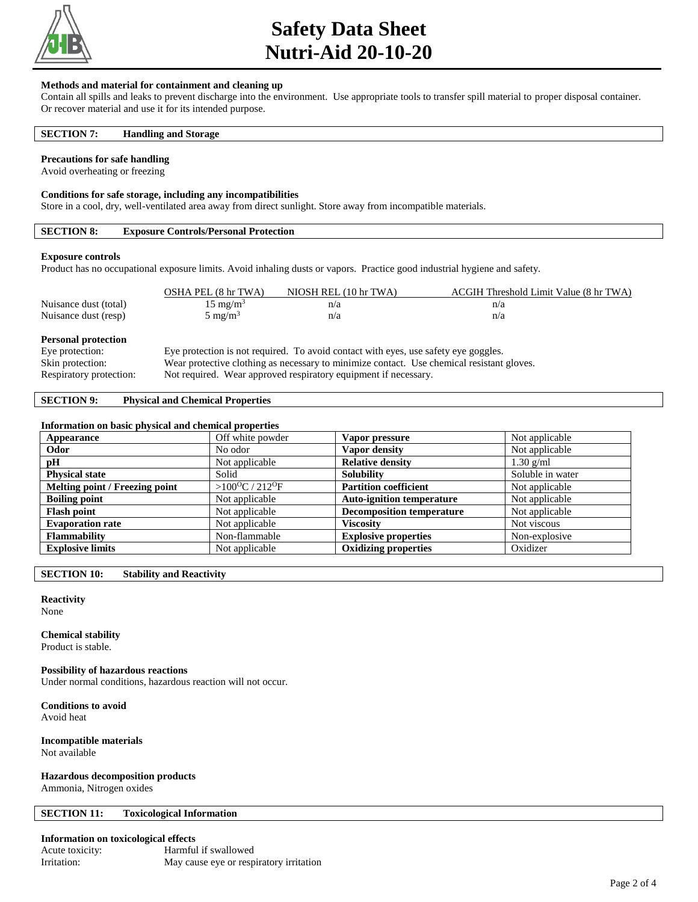# Safety Data Sheet
# Nutri-Aid 20-10-20

**Methods and material for containment and cleaning up**

Contain all spills and leaks to prevent discharge into the environment. Use appropriate tools to transfer spill material to proper disposal container. Or recover material and use it for its intended purpose.

## SECTION 7: Handling and Storage

**Precautions for safe handling**

Avoid overheating or freezing

**Conditions for safe storage, including any incompatibilities**

Store in a cool, dry, well-ventilated area away from direct sunlight. Store away from incompatible materials.

## SECTION 8: Exposure Controls/Personal Protection

**Exposure controls**

Product has no occupational exposure limits. Avoid inhaling dusts or vapors. Practice good industrial hygiene and safety.

| | OSHA PEL (8 hr TWA) | NIOSH REL (10 hr TWA) | ACGIH Threshold Limit Value (8 hr TWA) |
|---|---|---|---|
| Nuisance dust (total) | 15 mg/m$^3$ | n/a | n/a |
| Nuisance dust (resp) | 5 mg/m$^3$ | n/a | n/a |

**Personal protection**

Eye protection: Eye protection is not required. To avoid contact with eyes, use safety eye goggles.
Skin protection: Wear protective clothing as necessary to minimize contact. Use chemical resistant gloves.
Respiratory protection: Not required. Wear approved respiratory equipment if necessary.

## SECTION 9: Physical and Chemical Properties

**Information on basic physical and chemical properties**

| Property | Value | Property | Value |
|---|---|---|---|
| **Appearance** | Off white powder | **Vapor pressure** | Not applicable |
| **Odor** | No odor | **Vapor density** | Not applicable |
| **pH** | Not applicable | **Relative density** | 1.30 g/ml |
| **Physical state** | Solid | **Solubility** | Soluble in water |
| **Melting point / Freezing point** | >100$^{O}$C / 212$^{O}$F | **Partition coefficient** | Not applicable |
| **Boiling point** | Not applicable | **Auto-ignition temperature** | Not applicable |
| **Flash point** | Not applicable | **Decomposition temperature** | Not applicable |
| **Evaporation rate** | Not applicable | **Viscosity** | Not viscous |
| **Flammability** | Non-flammable | **Explosive properties** | Non-explosive |
| **Explosive limits** | Not applicable | **Oxidizing properties** | Oxidizer |

## SECTION 10: Stability and Reactivity

**Reactivity**

None

**Chemical stability**

Product is stable.

**Possibility of hazardous reactions**

Under normal conditions, hazardous reaction will not occur.

**Conditions to avoid**

Avoid heat

**Incompatible materials**

Not available

**Hazardous decomposition products**

Ammonia, Nitrogen oxides

## SECTION 11: Toxicological Information

**Information on toxicological effects**

Acute toxicity: Harmful if swallowed
Irritation: May cause eye or respiratory irritation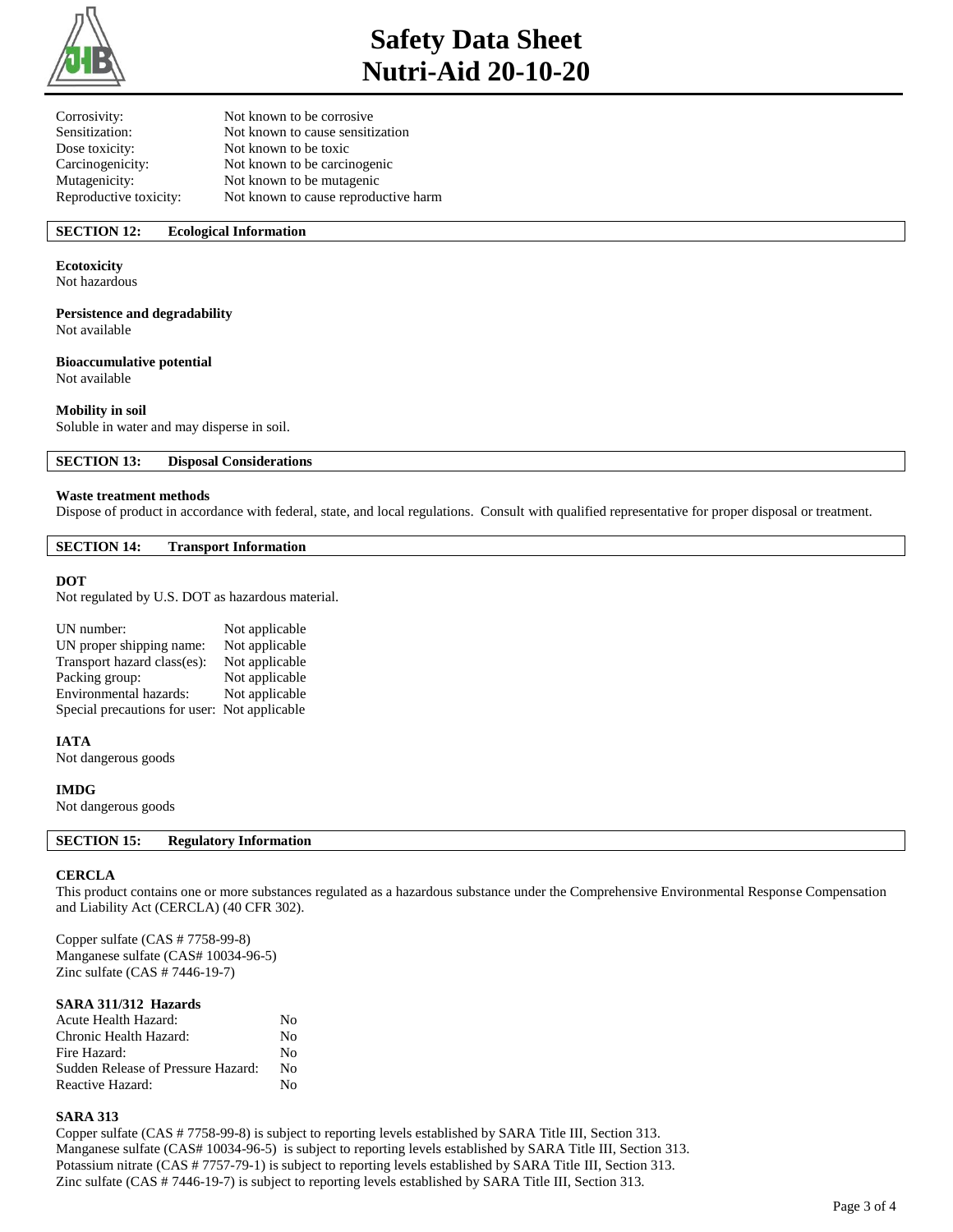| | |
|---|---|
| Corrosivity: | Not known to be corrosive |
| Sensitization: | Not known to cause sensitization |
| Dose toxicity: | Not known to be toxic |
| Carcinogenicity: | Not known to be carcinogenic |
| Mutagenicity: | Not known to be mutagenic |
| Reproductive toxicity: | Not known to cause reproductive harm |

## SECTION 12: Ecological Information

**Ecotoxicity**
Not hazardous

**Persistence and degradability**
Not available

**Bioaccumulative potential**
Not available

**Mobility in soil**
Soluble in water and may disperse in soil.

## SECTION 13: Disposal Considerations

**Waste treatment methods**
Dispose of product in accordance with federal, state, and local regulations. Consult with qualified representative for proper disposal or treatment.

## SECTION 14: Transport Information

**DOT**
Not regulated by U.S. DOT as hazardous material.

| | |
|---|---|
| UN number: | Not applicable |
| UN proper shipping name: | Not applicable |
| Transport hazard class(es): | Not applicable |
| Packing group: | Not applicable |
| Environmental hazards: | Not applicable |
| Special precautions for user: | Not applicable |

**IATA**
Not dangerous goods

**IMDG**
Not dangerous goods

## SECTION 15: Regulatory Information

**CERCLA**
This product contains one or more substances regulated as a hazardous substance under the Comprehensive Environmental Response Compensation and Liability Act (CERCLA) (40 CFR 302).

Copper sulfate (CAS # 7758-99-8)
Manganese sulfate (CAS# 10034-96-5)
Zinc sulfate (CAS # 7446-19-7)

**SARA 311/312 Hazards**

| | |
|---|---|
| Acute Health Hazard: | No |
| Chronic Health Hazard: | No |
| Fire Hazard: | No |
| Sudden Release of Pressure Hazard: | No |
| Reactive Hazard: | No |

**SARA 313**
Copper sulfate (CAS # 7758-99-8) is subject to reporting levels established by SARA Title III, Section 313.
Manganese sulfate (CAS# 10034-96-5) is subject to reporting levels established by SARA Title III, Section 313.
Potassium nitrate (CAS # 7757-79-1) is subject to reporting levels established by SARA Title III, Section 313.
Zinc sulfate (CAS # 7446-19-7) is subject to reporting levels established by SARA Title III, Section 313.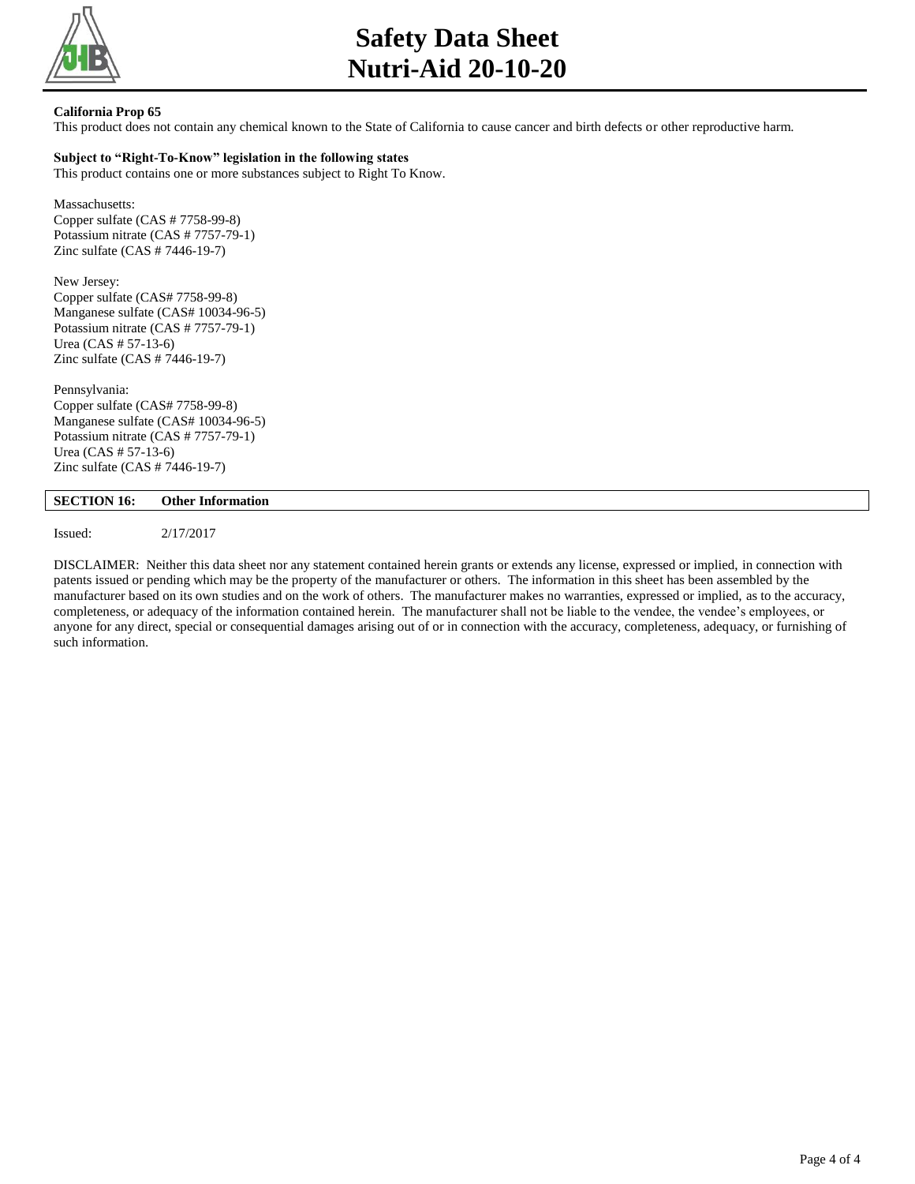**California Prop 65**

This product does not contain any chemical known to the State of California to cause cancer and birth defects or other reproductive harm.

**Subject to "Right-To-Know" legislation in the following states**

This product contains one or more substances subject to Right To Know.

Massachusetts:
Copper sulfate (CAS # 7758-99-8)
Potassium nitrate (CAS # 7757-79-1)
Zinc sulfate (CAS # 7446-19-7)

New Jersey:
Copper sulfate (CAS# 7758-99-8)
Manganese sulfate (CAS# 10034-96-5)
Potassium nitrate (CAS # 7757-79-1)
Urea (CAS # 57-13-6)
Zinc sulfate (CAS # 7446-19-7)

Pennsylvania:
Copper sulfate (CAS# 7758-99-8)
Manganese sulfate (CAS# 10034-96-5)
Potassium nitrate (CAS # 7757-79-1)
Urea (CAS # 57-13-6)
Zinc sulfate (CAS # 7446-19-7)

## SECTION 16: Other Information

Issued: 2/17/2017

DISCLAIMER: Neither this data sheet nor any statement contained herein grants or extends any license, expressed or implied, in connection with patents issued or pending which may be the property of the manufacturer or others. The information in this sheet has been assembled by the manufacturer based on its own studies and on the work of others. The manufacturer makes no warranties, expressed or implied, as to the accuracy, completeness, or adequacy of the information contained herein. The manufacturer shall not be liable to the vendee, the vendee's employees, or anyone for any direct, special or consequential damages arising out of or in connection with the accuracy, completeness, adequacy, or furnishing of such information.